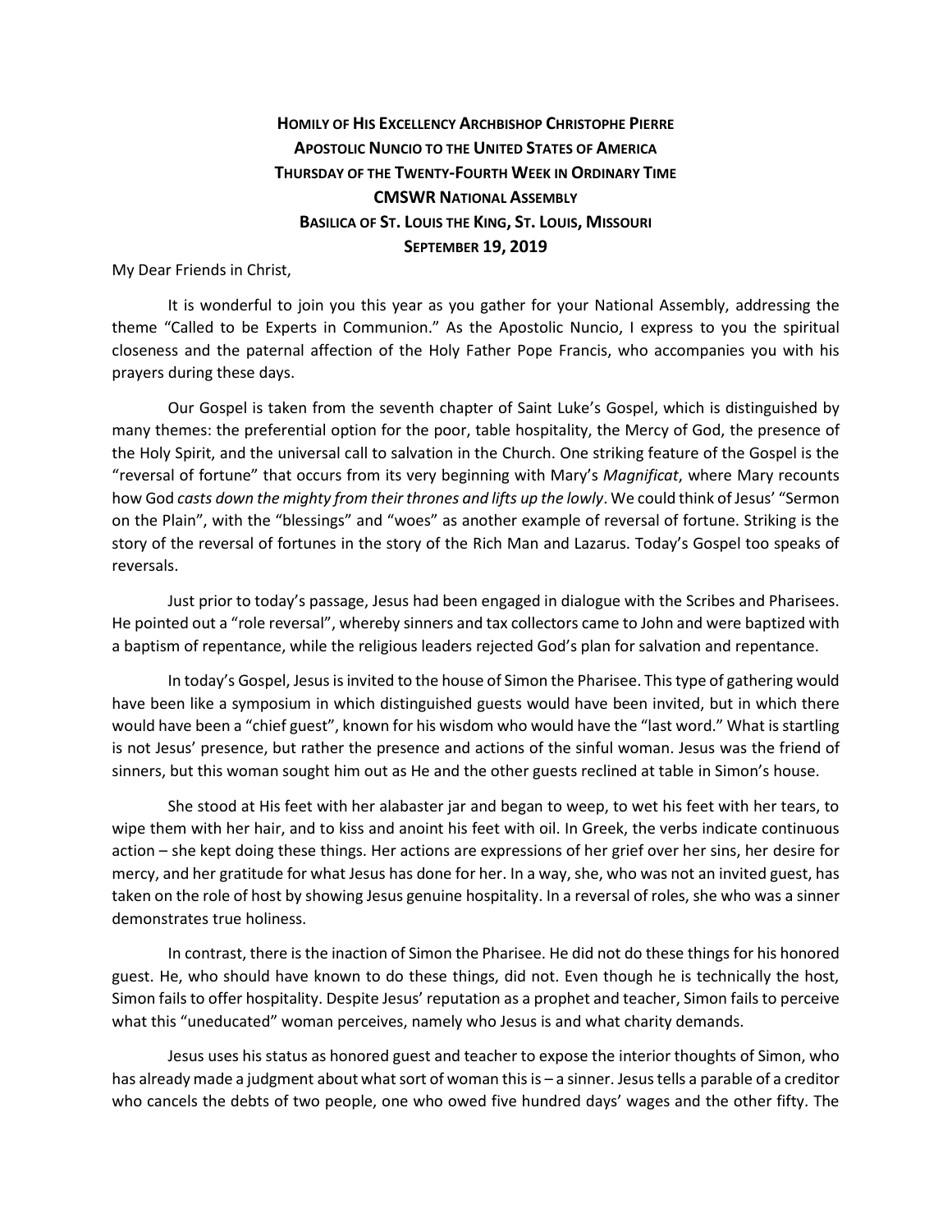**HOMILY OF HIS EXCELLENCY ARCHBISHOP CHRISTOPHE PIERRE**
**APOSTOLIC NUNCIO TO THE UNITED STATES OF AMERICA**
**THURSDAY OF THE TWENTY-FOURTH WEEK IN ORDINARY TIME**
**CMSWR NATIONAL ASSEMBLY**
**BASILICA OF ST. LOUIS THE KING, ST. LOUIS, MISSOURI**
**SEPTEMBER 19, 2019**

My Dear Friends in Christ,

It is wonderful to join you this year as you gather for your National Assembly, addressing the theme "Called to be Experts in Communion." As the Apostolic Nuncio, I express to you the spiritual closeness and the paternal affection of the Holy Father Pope Francis, who accompanies you with his prayers during these days.

Our Gospel is taken from the seventh chapter of Saint Luke's Gospel, which is distinguished by many themes: the preferential option for the poor, table hospitality, the Mercy of God, the presence of the Holy Spirit, and the universal call to salvation in the Church. One striking feature of the Gospel is the "reversal of fortune" that occurs from its very beginning with Mary's *Magnificat*, where Mary recounts how God *casts down the mighty from their thrones and lifts up the lowly*. We could think of Jesus' "Sermon on the Plain", with the "blessings" and "woes" as another example of reversal of fortune. Striking is the story of the reversal of fortunes in the story of the Rich Man and Lazarus. Today's Gospel too speaks of reversals.

Just prior to today's passage, Jesus had been engaged in dialogue with the Scribes and Pharisees. He pointed out a "role reversal", whereby sinners and tax collectors came to John and were baptized with a baptism of repentance, while the religious leaders rejected God's plan for salvation and repentance.

In today's Gospel, Jesus is invited to the house of Simon the Pharisee. This type of gathering would have been like a symposium in which distinguished guests would have been invited, but in which there would have been a "chief guest", known for his wisdom who would have the "last word." What is startling is not Jesus' presence, but rather the presence and actions of the sinful woman. Jesus was the friend of sinners, but this woman sought him out as He and the other guests reclined at table in Simon's house.

She stood at His feet with her alabaster jar and began to weep, to wet his feet with her tears, to wipe them with her hair, and to kiss and anoint his feet with oil. In Greek, the verbs indicate continuous action – she kept doing these things. Her actions are expressions of her grief over her sins, her desire for mercy, and her gratitude for what Jesus has done for her. In a way, she, who was not an invited guest, has taken on the role of host by showing Jesus genuine hospitality. In a reversal of roles, she who was a sinner demonstrates true holiness.

In contrast, there is the inaction of Simon the Pharisee. He did not do these things for his honored guest. He, who should have known to do these things, did not. Even though he is technically the host, Simon fails to offer hospitality. Despite Jesus' reputation as a prophet and teacher, Simon fails to perceive what this "uneducated" woman perceives, namely who Jesus is and what charity demands.

Jesus uses his status as honored guest and teacher to expose the interior thoughts of Simon, who has already made a judgment about what sort of woman this is – a sinner. Jesus tells a parable of a creditor who cancels the debts of two people, one who owed five hundred days' wages and the other fifty. The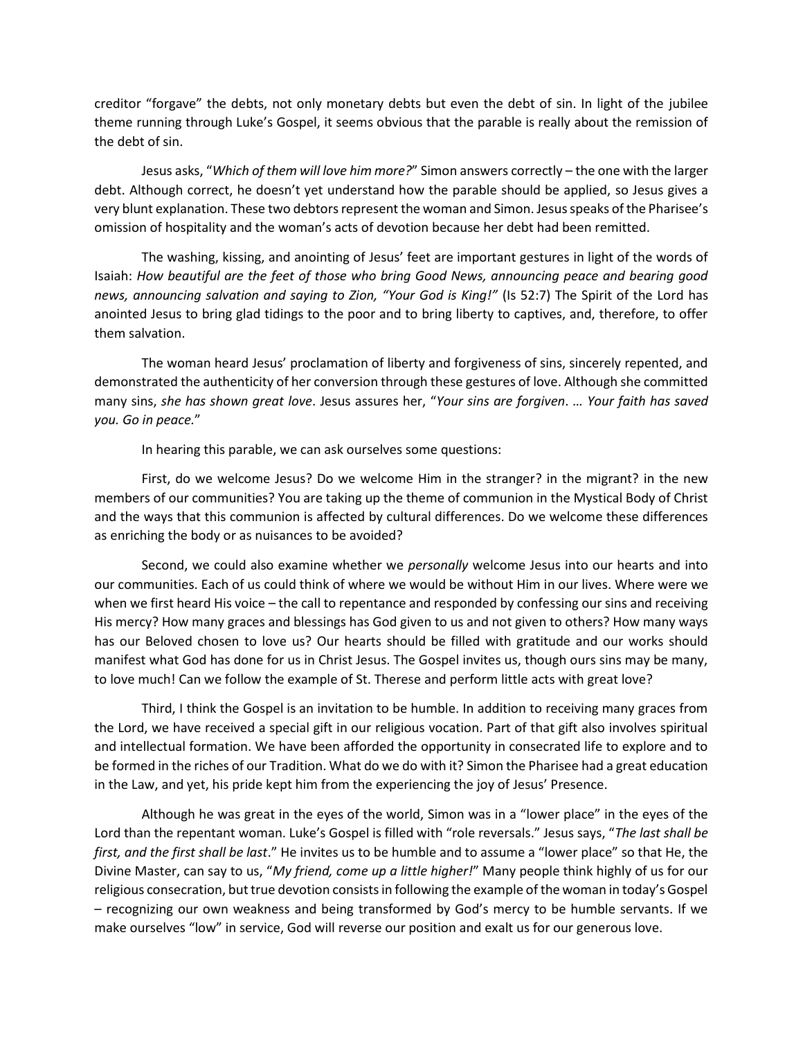creditor "forgave" the debts, not only monetary debts but even the debt of sin. In light of the jubilee theme running through Luke's Gospel, it seems obvious that the parable is really about the remission of the debt of sin.

Jesus asks, "*Which of them will love him more?*" Simon answers correctly – the one with the larger debt. Although correct, he doesn't yet understand how the parable should be applied, so Jesus gives a very blunt explanation. These two debtors represent the woman and Simon. Jesus speaks of the Pharisee's omission of hospitality and the woman's acts of devotion because her debt had been remitted.

The washing, kissing, and anointing of Jesus' feet are important gestures in light of the words of Isaiah: *How beautiful are the feet of those who bring Good News, announcing peace and bearing good news, announcing salvation and saying to Zion, "Your God is King!"* (Is 52:7) The Spirit of the Lord has anointed Jesus to bring glad tidings to the poor and to bring liberty to captives, and, therefore, to offer them salvation.

The woman heard Jesus' proclamation of liberty and forgiveness of sins, sincerely repented, and demonstrated the authenticity of her conversion through these gestures of love. Although she committed many sins, *she has shown great love*. Jesus assures her, "*Your sins are forgiven*. … *Your faith has saved you. Go in peace.*"

In hearing this parable, we can ask ourselves some questions:

First, do we welcome Jesus? Do we welcome Him in the stranger? in the migrant? in the new members of our communities? You are taking up the theme of communion in the Mystical Body of Christ and the ways that this communion is affected by cultural differences. Do we welcome these differences as enriching the body or as nuisances to be avoided?

Second, we could also examine whether we *personally* welcome Jesus into our hearts and into our communities. Each of us could think of where we would be without Him in our lives. Where were we when we first heard His voice – the call to repentance and responded by confessing our sins and receiving His mercy? How many graces and blessings has God given to us and not given to others? How many ways has our Beloved chosen to love us? Our hearts should be filled with gratitude and our works should manifest what God has done for us in Christ Jesus. The Gospel invites us, though ours sins may be many, to love much! Can we follow the example of St. Therese and perform little acts with great love?

Third, I think the Gospel is an invitation to be humble. In addition to receiving many graces from the Lord, we have received a special gift in our religious vocation. Part of that gift also involves spiritual and intellectual formation. We have been afforded the opportunity in consecrated life to explore and to be formed in the riches of our Tradition. What do we do with it? Simon the Pharisee had a great education in the Law, and yet, his pride kept him from the experiencing the joy of Jesus' Presence.

Although he was great in the eyes of the world, Simon was in a "lower place" in the eyes of the Lord than the repentant woman. Luke's Gospel is filled with "role reversals." Jesus says, "*The last shall be first, and the first shall be last*." He invites us to be humble and to assume a "lower place" so that He, the Divine Master, can say to us, "*My friend, come up a little higher!*" Many people think highly of us for our religious consecration, but true devotion consists in following the example of the woman in today's Gospel – recognizing our own weakness and being transformed by God's mercy to be humble servants. If we make ourselves "low" in service, God will reverse our position and exalt us for our generous love.